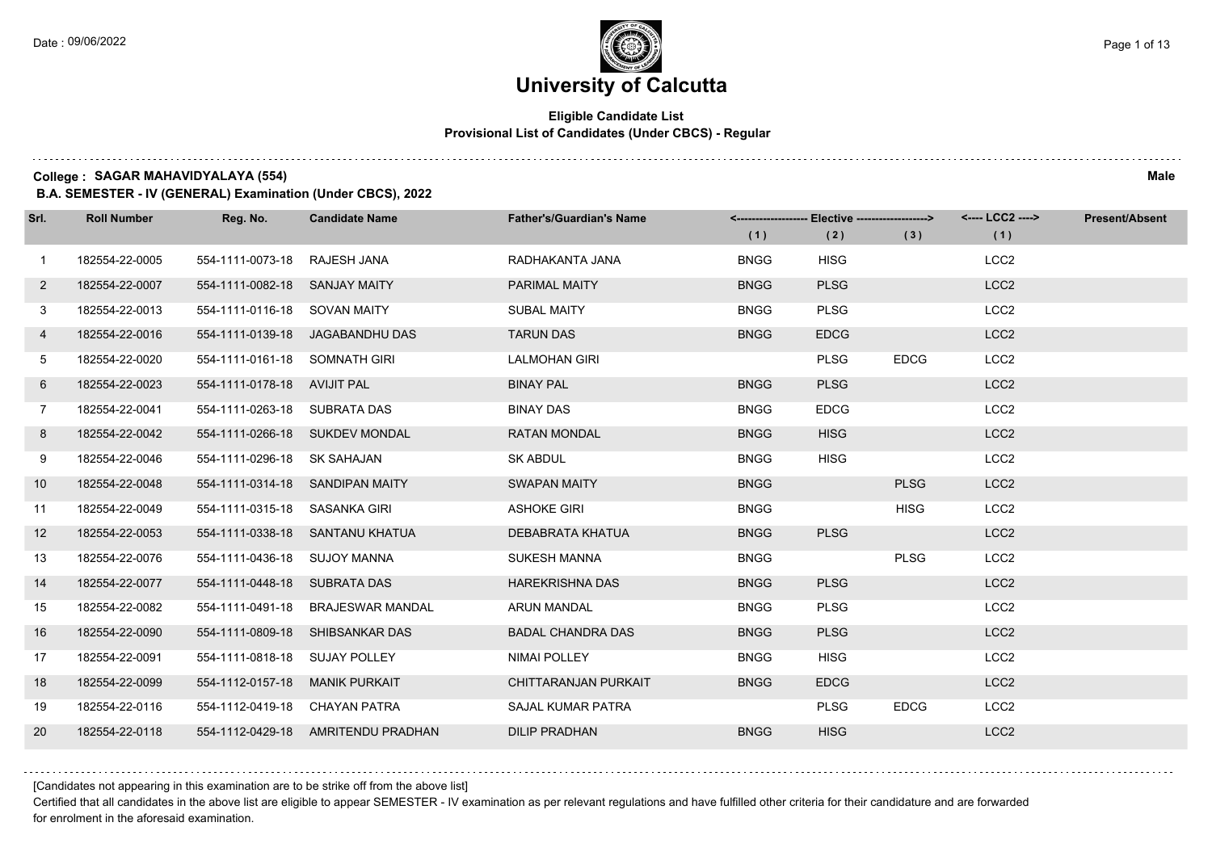# University of Calcutta

**Eligible Candidate List**
**Provisional List of Candidates (Under CBCS) - Regular**

**College : SAGAR MAHAVIDYALAYA (554)** **Male**

**B.A. SEMESTER - IV (GENERAL) Examination (Under CBCS), 2022**

| Srl. | Roll Number | Reg. No. | Candidate Name | Father's/Guardian's Name | <------------------- Elective -------------------> | | | <---- LCC2 ----> | Present/Absent |
|---|---|---|---|---|---|---|---|---|---|
| | | | | | (1) | (2) | (3) | (1) | |
| 1 | 182554-22-0005 | 554-1111-0073-18 | RAJESH JANA | RADHAKANTA JANA | BNGG | HISG | | LCC2 | |
| 2 | 182554-22-0007 | 554-1111-0082-18 | SANJAY MAITY | PARIMAL MAITY | BNGG | PLSG | | LCC2 | |
| 3 | 182554-22-0013 | 554-1111-0116-18 | SOVAN MAITY | SUBAL MAITY | BNGG | PLSG | | LCC2 | |
| 4 | 182554-22-0016 | 554-1111-0139-18 | JAGABANDHU DAS | TARUN DAS | BNGG | EDCG | | LCC2 | |
| 5 | 182554-22-0020 | 554-1111-0161-18 | SOMNATH GIRI | LALMOHAN GIRI | | PLSG | EDCG | LCC2 | |
| 6 | 182554-22-0023 | 554-1111-0178-18 | AVIJIT PAL | BINAY PAL | BNGG | PLSG | | LCC2 | |
| 7 | 182554-22-0041 | 554-1111-0263-18 | SUBRATA DAS | BINAY DAS | BNGG | EDCG | | LCC2 | |
| 8 | 182554-22-0042 | 554-1111-0266-18 | SUKDEV MONDAL | RATAN MONDAL | BNGG | HISG | | LCC2 | |
| 9 | 182554-22-0046 | 554-1111-0296-18 | SK SAHAJAN | SK ABDUL | BNGG | HISG | | LCC2 | |
| 10 | 182554-22-0048 | 554-1111-0314-18 | SANDIPAN MAITY | SWAPAN MAITY | BNGG | | PLSG | LCC2 | |
| 11 | 182554-22-0049 | 554-1111-0315-18 | SASANKA GIRI | ASHOKE GIRI | BNGG | | HISG | LCC2 | |
| 12 | 182554-22-0053 | 554-1111-0338-18 | SANTANU KHATUA | DEBABRATA KHATUA | BNGG | PLSG | | LCC2 | |
| 13 | 182554-22-0076 | 554-1111-0436-18 | SUJOY MANNA | SUKESH MANNA | BNGG | | PLSG | LCC2 | |
| 14 | 182554-22-0077 | 554-1111-0448-18 | SUBRATA DAS | HAREKRISHNA DAS | BNGG | PLSG | | LCC2 | |
| 15 | 182554-22-0082 | 554-1111-0491-18 | BRAJESWAR MANDAL | ARUN MANDAL | BNGG | PLSG | | LCC2 | |
| 16 | 182554-22-0090 | 554-1111-0809-18 | SHIBSANKAR DAS | BADAL CHANDRA DAS | BNGG | PLSG | | LCC2 | |
| 17 | 182554-22-0091 | 554-1111-0818-18 | SUJAY POLLEY | NIMAI POLLEY | BNGG | HISG | | LCC2 | |
| 18 | 182554-22-0099 | 554-1112-0157-18 | MANIK PURKAIT | CHITTARANJAN PURKAIT | BNGG | EDCG | | LCC2 | |
| 19 | 182554-22-0116 | 554-1112-0419-18 | CHAYAN PATRA | SAJAL KUMAR PATRA | | PLSG | EDCG | LCC2 | |
| 20 | 182554-22-0118 | 554-1112-0429-18 | AMRITENDU PRADHAN | DILIP PRADHAN | BNGG | HISG | | LCC2 | |

[Candidates not appearing in this examination are to be strike off from the above list]

Certified that all candidates in the above list are eligible to appear SEMESTER - IV examination as per relevant regulations and have fulfilled other criteria for their candidature and are forwarded for enrolment in the aforesaid examination.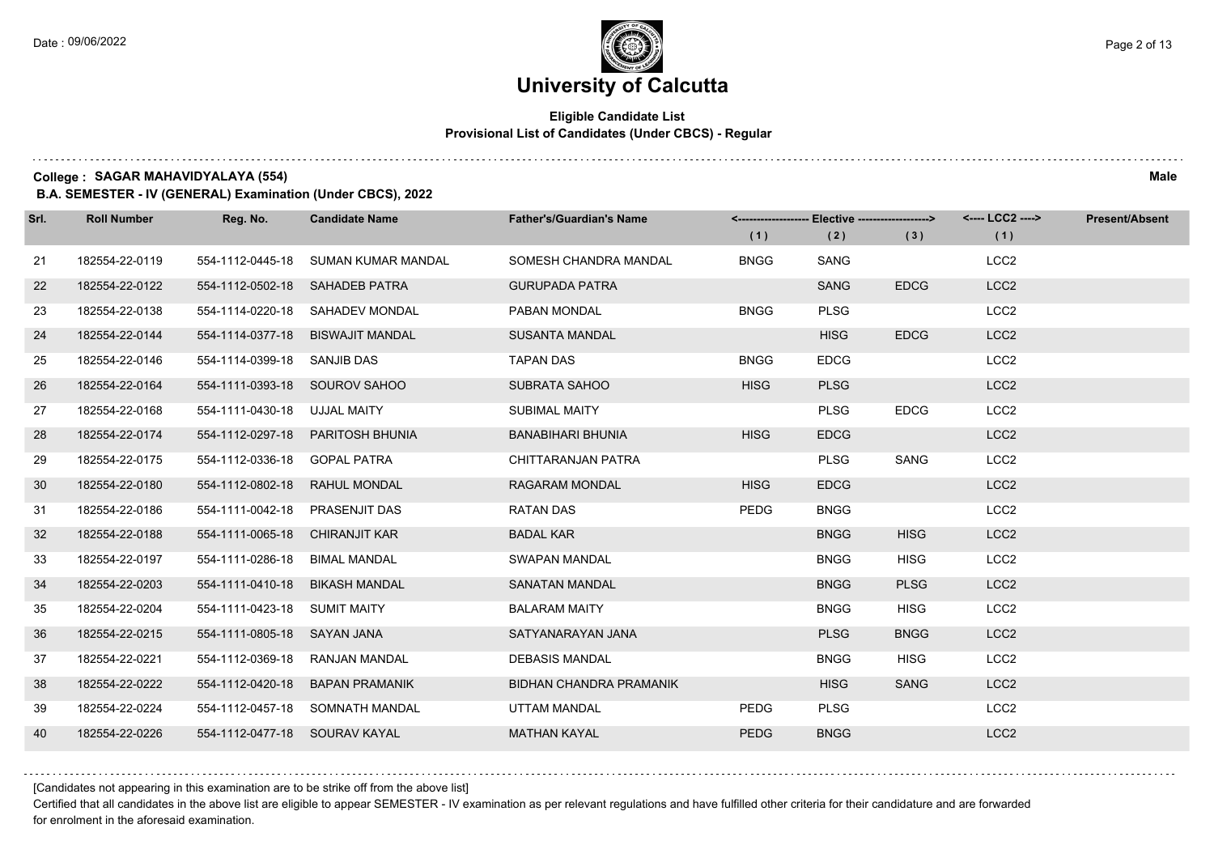# University of Calcutta

**Eligible Candidate List**
**Provisional List of Candidates (Under CBCS) - Regular**

**College : SAGAR MAHAVIDYALAYA (554)** **Male**

**B.A. SEMESTER - IV (GENERAL) Examination (Under CBCS), 2022**

| Srl. | Roll Number | Reg. No. | Candidate Name | Father's/Guardian's Name | Elective (1) | Elective (2) | Elective (3) | LCC2 (1) | Present/Absent |
|---|---|---|---|---|---|---|---|---|---|
| 21 | 182554-22-0119 | 554-1112-0445-18 | SUMAN KUMAR MANDAL | SOMESH CHANDRA MANDAL | BNGG | SANG | | LCC2 | |
| 22 | 182554-22-0122 | 554-1112-0502-18 | SAHADEB PATRA | GURUPADA PATRA | | SANG | EDCG | LCC2 | |
| 23 | 182554-22-0138 | 554-1114-0220-18 | SAHADEV MONDAL | PABAN MONDAL | BNGG | PLSG | | LCC2 | |
| 24 | 182554-22-0144 | 554-1114-0377-18 | BISWAJIT MANDAL | SUSANTA MANDAL | | HISG | EDCG | LCC2 | |
| 25 | 182554-22-0146 | 554-1114-0399-18 | SANJIB DAS | TAPAN DAS | BNGG | EDCG | | LCC2 | |
| 26 | 182554-22-0164 | 554-1111-0393-18 | SOUROV SAHOO | SUBRATA SAHOO | HISG | PLSG | | LCC2 | |
| 27 | 182554-22-0168 | 554-1111-0430-18 | UJJAL MAITY | SUBIMAL MAITY | | PLSG | EDCG | LCC2 | |
| 28 | 182554-22-0174 | 554-1112-0297-18 | PARITOSH BHUNIA | BANABIHARI BHUNIA | HISG | EDCG | | LCC2 | |
| 29 | 182554-22-0175 | 554-1112-0336-18 | GOPAL PATRA | CHITTARANJAN PATRA | | PLSG | SANG | LCC2 | |
| 30 | 182554-22-0180 | 554-1112-0802-18 | RAHUL MONDAL | RAGARAM MONDAL | HISG | EDCG | | LCC2 | |
| 31 | 182554-22-0186 | 554-1111-0042-18 | PRASENJIT DAS | RATAN DAS | PEDG | BNGG | | LCC2 | |
| 32 | 182554-22-0188 | 554-1111-0065-18 | CHIRANJIT KAR | BADAL KAR | | BNGG | HISG | LCC2 | |
| 33 | 182554-22-0197 | 554-1111-0286-18 | BIMAL MANDAL | SWAPAN MANDAL | | BNGG | HISG | LCC2 | |
| 34 | 182554-22-0203 | 554-1111-0410-18 | BIKASH MANDAL | SANATAN MANDAL | | BNGG | PLSG | LCC2 | |
| 35 | 182554-22-0204 | 554-1111-0423-18 | SUMIT MAITY | BALARAM MAITY | | BNGG | HISG | LCC2 | |
| 36 | 182554-22-0215 | 554-1111-0805-18 | SAYAN JANA | SATYANARAYAN JANA | | PLSG | BNGG | LCC2 | |
| 37 | 182554-22-0221 | 554-1112-0369-18 | RANJAN MANDAL | DEBASIS MANDAL | | BNGG | HISG | LCC2 | |
| 38 | 182554-22-0222 | 554-1112-0420-18 | BAPAN PRAMANIK | BIDHAN CHANDRA PRAMANIK | | HISG | SANG | LCC2 | |
| 39 | 182554-22-0224 | 554-1112-0457-18 | SOMNATH MANDAL | UTTAM MANDAL | PEDG | PLSG | | LCC2 | |
| 40 | 182554-22-0226 | 554-1112-0477-18 | SOURAV KAYAL | MATHAN KAYAL | PEDG | BNGG | | LCC2 | |

[Candidates not appearing in this examination are to be strike off from the above list]

Certified that all candidates in the above list are eligible to appear SEMESTER - IV examination as per relevant regulations and have fulfilled other criteria for their candidature and are forwarded for enrolment in the aforesaid examination.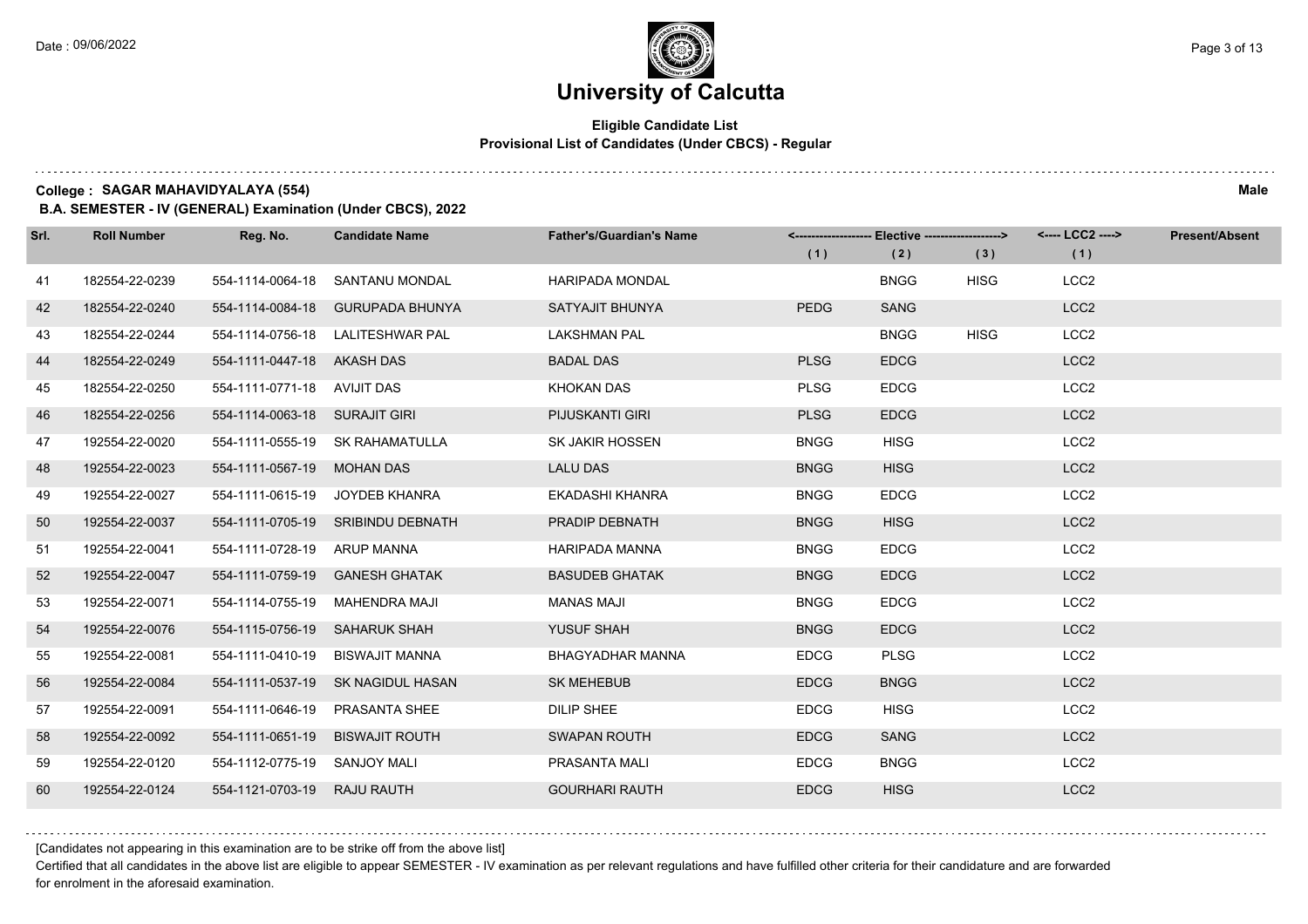# University of Calcutta

## Eligible Candidate List
### Provisional List of Candidates (Under CBCS) - Regular

**College : SAGAR MAHAVIDYALAYA (554)** **Male**

**B.A. SEMESTER - IV (GENERAL) Examination (Under CBCS), 2022**

| Srl. | Roll Number | Reg. No. | Candidate Name | Father's/Guardian's Name | Elective (1) | Elective (2) | Elective (3) | LCC2 (1) | Present/Absent |
|---|---|---|---|---|---|---|---|---|---|
| 41 | 182554-22-0239 | 554-1114-0064-18 | SANTANU MONDAL | HARIPADA MONDAL | | BNGG | HISG | LCC2 | |
| 42 | 182554-22-0240 | 554-1114-0084-18 | GURUPADA BHUNYA | SATYAJIT BHUNYA | PEDG | SANG | | LCC2 | |
| 43 | 182554-22-0244 | 554-1114-0756-18 | LALITESHWAR PAL | LAKSHMAN PAL | | BNGG | HISG | LCC2 | |
| 44 | 182554-22-0249 | 554-1111-0447-18 | AKASH DAS | BADAL DAS | PLSG | EDCG | | LCC2 | |
| 45 | 182554-22-0250 | 554-1111-0771-18 | AVIJIT DAS | KHOKAN DAS | PLSG | EDCG | | LCC2 | |
| 46 | 182554-22-0256 | 554-1114-0063-18 | SURAJIT GIRI | PIJUSKANTI GIRI | PLSG | EDCG | | LCC2 | |
| 47 | 192554-22-0020 | 554-1111-0555-19 | SK RAHAMATULLA | SK JAKIR HOSSEN | BNGG | HISG | | LCC2 | |
| 48 | 192554-22-0023 | 554-1111-0567-19 | MOHAN DAS | LALU DAS | BNGG | HISG | | LCC2 | |
| 49 | 192554-22-0027 | 554-1111-0615-19 | JOYDEB KHANRA | EKADASHI KHANRA | BNGG | EDCG | | LCC2 | |
| 50 | 192554-22-0037 | 554-1111-0705-19 | SRIBINDU DEBNATH | PRADIP DEBNATH | BNGG | HISG | | LCC2 | |
| 51 | 192554-22-0041 | 554-1111-0728-19 | ARUP MANNA | HARIPADA MANNA | BNGG | EDCG | | LCC2 | |
| 52 | 192554-22-0047 | 554-1111-0759-19 | GANESH GHATAK | BASUDEB GHATAK | BNGG | EDCG | | LCC2 | |
| 53 | 192554-22-0071 | 554-1114-0755-19 | MAHENDRA MAJI | MANAS MAJI | BNGG | EDCG | | LCC2 | |
| 54 | 192554-22-0076 | 554-1115-0756-19 | SAHARUK SHAH | YUSUF SHAH | BNGG | EDCG | | LCC2 | |
| 55 | 192554-22-0081 | 554-1111-0410-19 | BISWAJIT MANNA | BHAGYADHAR MANNA | EDCG | PLSG | | LCC2 | |
| 56 | 192554-22-0084 | 554-1111-0537-19 | SK NAGIDUL HASAN | SK MEHEBUB | EDCG | BNGG | | LCC2 | |
| 57 | 192554-22-0091 | 554-1111-0646-19 | PRASANTA SHEE | DILIP SHEE | EDCG | HISG | | LCC2 | |
| 58 | 192554-22-0092 | 554-1111-0651-19 | BISWAJIT ROUTH | SWAPAN ROUTH | EDCG | SANG | | LCC2 | |
| 59 | 192554-22-0120 | 554-1112-0775-19 | SANJOY MALI | PRASANTA MALI | EDCG | BNGG | | LCC2 | |
| 60 | 192554-22-0124 | 554-1121-0703-19 | RAJU RAUTH | GOURHARI RAUTH | EDCG | HISG | | LCC2 | |

[Candidates not appearing in this examination are to be strike off from the above list]

Certified that all candidates in the above list are eligible to appear SEMESTER - IV examination as per relevant regulations and have fulfilled other criteria for their candidature and are forwarded for enrolment in the aforesaid examination.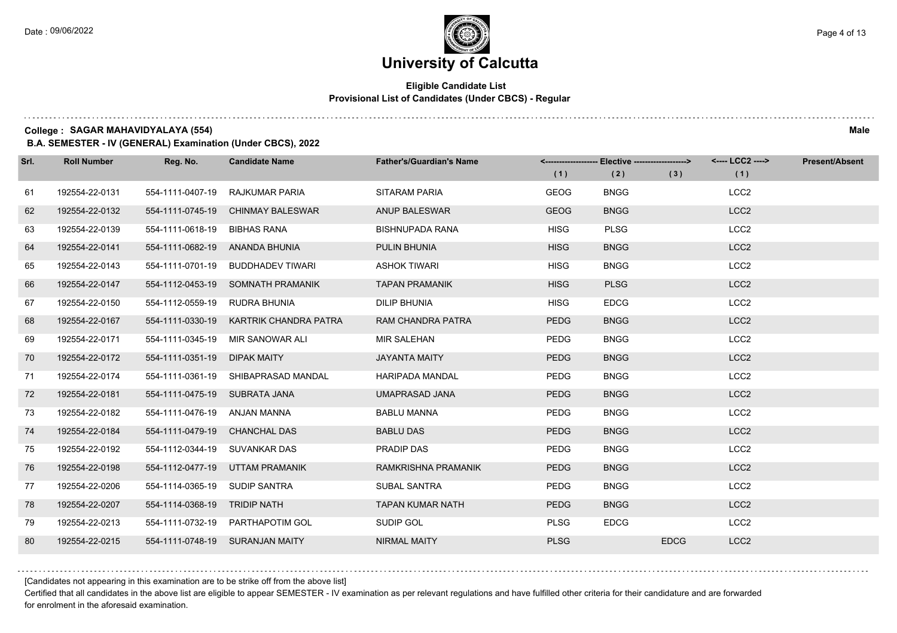# University of Calcutta

**Eligible Candidate List**
**Provisional List of Candidates (Under CBCS) - Regular**

**College : SAGAR MAHAVIDYALAYA (554)** **Male**

**B.A. SEMESTER - IV (GENERAL) Examination (Under CBCS), 2022**

| Srl. | Roll Number | Reg. No. | Candidate Name | Father's/Guardian's Name | Elective (1) | Elective (2) | Elective (3) | LCC2 (1) | Present/Absent |
|---|---|---|---|---|---|---|---|---|---|
| 61 | 192554-22-0131 | 554-1111-0407-19 | RAJKUMAR PARIA | SITARAM PARIA | GEOG | BNGG | | LCC2 | |
| 62 | 192554-22-0132 | 554-1111-0745-19 | CHINMAY BALESWAR | ANUP BALESWAR | GEOG | BNGG | | LCC2 | |
| 63 | 192554-22-0139 | 554-1111-0618-19 | BIBHAS RANA | BISHNUPADA RANA | HISG | PLSG | | LCC2 | |
| 64 | 192554-22-0141 | 554-1111-0682-19 | ANANDA BHUNIA | PULIN BHUNIA | HISG | BNGG | | LCC2 | |
| 65 | 192554-22-0143 | 554-1111-0701-19 | BUDDHADEV TIWARI | ASHOK TIWARI | HISG | BNGG | | LCC2 | |
| 66 | 192554-22-0147 | 554-1112-0453-19 | SOMNATH PRAMANIK | TAPAN PRAMANIK | HISG | PLSG | | LCC2 | |
| 67 | 192554-22-0150 | 554-1112-0559-19 | RUDRA BHUNIA | DILIP BHUNIA | HISG | EDCG | | LCC2 | |
| 68 | 192554-22-0167 | 554-1111-0330-19 | KARTRIK CHANDRA PATRA | RAM CHANDRA PATRA | PEDG | BNGG | | LCC2 | |
| 69 | 192554-22-0171 | 554-1111-0345-19 | MIR SANOWAR ALI | MIR SALEHAN | PEDG | BNGG | | LCC2 | |
| 70 | 192554-22-0172 | 554-1111-0351-19 | DIPAK MAITY | JAYANTA MAITY | PEDG | BNGG | | LCC2 | |
| 71 | 192554-22-0174 | 554-1111-0361-19 | SHIBAPRASAD MANDAL | HARIPADA MANDAL | PEDG | BNGG | | LCC2 | |
| 72 | 192554-22-0181 | 554-1111-0475-19 | SUBRATA JANA | UMAPRASAD JANA | PEDG | BNGG | | LCC2 | |
| 73 | 192554-22-0182 | 554-1111-0476-19 | ANJAN MANNA | BABLU MANNA | PEDG | BNGG | | LCC2 | |
| 74 | 192554-22-0184 | 554-1111-0479-19 | CHANCHAL DAS | BABLU DAS | PEDG | BNGG | | LCC2 | |
| 75 | 192554-22-0192 | 554-1112-0344-19 | SUVANKAR DAS | PRADIP DAS | PEDG | BNGG | | LCC2 | |
| 76 | 192554-22-0198 | 554-1112-0477-19 | UTTAM PRAMANIK | RAMKRISHNA PRAMANIK | PEDG | BNGG | | LCC2 | |
| 77 | 192554-22-0206 | 554-1114-0365-19 | SUDIP SANTRA | SUBAL SANTRA | PEDG | BNGG | | LCC2 | |
| 78 | 192554-22-0207 | 554-1114-0368-19 | TRIDIP NATH | TAPAN KUMAR NATH | PEDG | BNGG | | LCC2 | |
| 79 | 192554-22-0213 | 554-1111-0732-19 | PARTHAPOTIM GOL | SUDIP GOL | PLSG | EDCG | | LCC2 | |
| 80 | 192554-22-0215 | 554-1111-0748-19 | SURANJAN MAITY | NIRMAL MAITY | PLSG | | EDCG | LCC2 | |

[Candidates not appearing in this examination are to be strike off from the above list]

Certified that all candidates in the above list are eligible to appear SEMESTER - IV examination as per relevant regulations and have fulfilled other criteria for their candidature and are forwarded for enrolment in the aforesaid examination.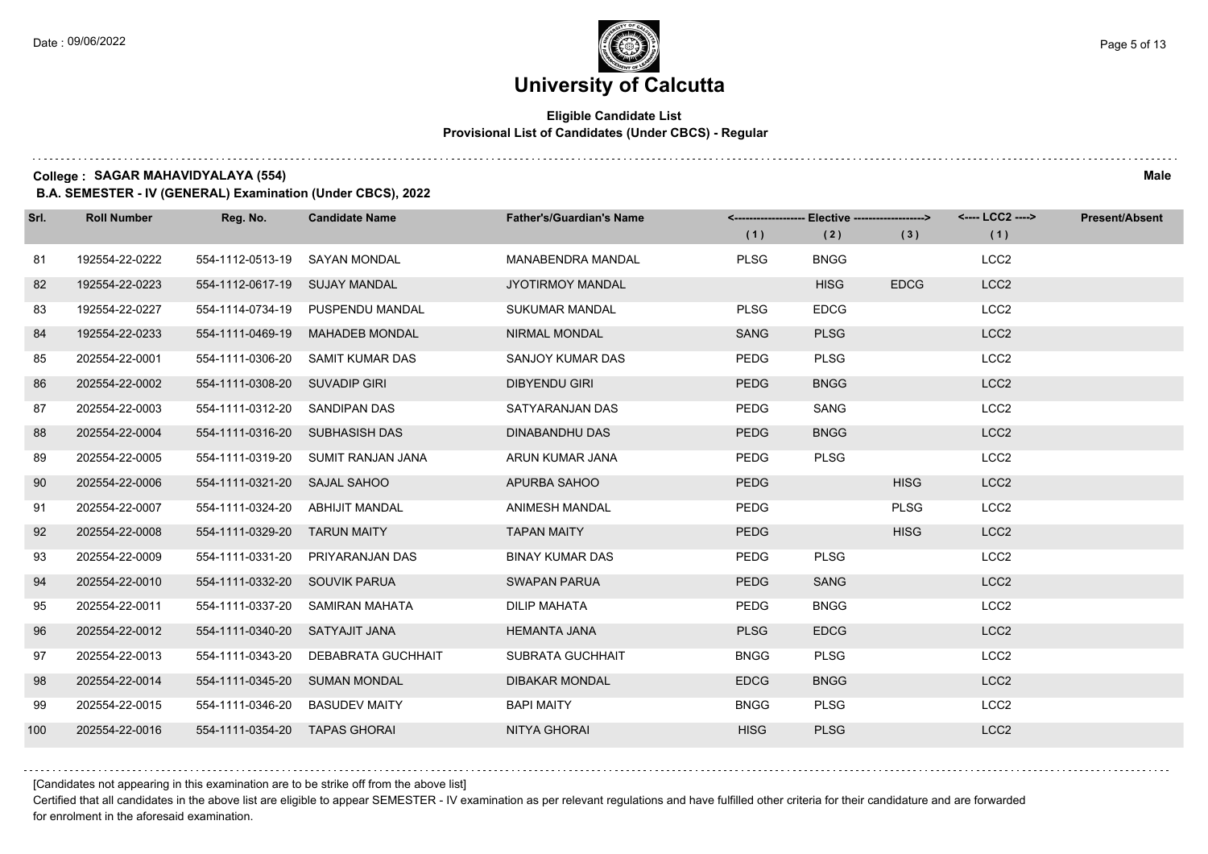# University of Calcutta

## Eligible Candidate List
### Provisional List of Candidates (Under CBCS) - Regular

**College : SAGAR MAHAVIDYALAYA (554)** **Male**

**B.A. SEMESTER - IV (GENERAL) Examination (Under CBCS), 2022**

| Srl. | Roll Number | Reg. No. | Candidate Name | Father's/Guardian's Name | Elective (1) | Elective (2) | Elective (3) | LCC2 (1) | Present/Absent |
|---|---|---|---|---|---|---|---|---|---|
| 81 | 192554-22-0222 | 554-1112-0513-19 | SAYAN MONDAL | MANABENDRA MANDAL | PLSG | BNGG | | LCC2 | |
| 82 | 192554-22-0223 | 554-1112-0617-19 | SUJAY MANDAL | JYOTIRMOY MANDAL | | HISG | EDCG | LCC2 | |
| 83 | 192554-22-0227 | 554-1114-0734-19 | PUSPENDU MANDAL | SUKUMAR MANDAL | PLSG | EDCG | | LCC2 | |
| 84 | 192554-22-0233 | 554-1111-0469-19 | MAHADEB MONDAL | NIRMAL MONDAL | SANG | PLSG | | LCC2 | |
| 85 | 202554-22-0001 | 554-1111-0306-20 | SAMIT KUMAR DAS | SANJOY KUMAR DAS | PEDG | PLSG | | LCC2 | |
| 86 | 202554-22-0002 | 554-1111-0308-20 | SUVADIP GIRI | DIBYENDU GIRI | PEDG | BNGG | | LCC2 | |
| 87 | 202554-22-0003 | 554-1111-0312-20 | SANDIPAN DAS | SATYARANJAN DAS | PEDG | SANG | | LCC2 | |
| 88 | 202554-22-0004 | 554-1111-0316-20 | SUBHASISH DAS | DINABANDHU DAS | PEDG | BNGG | | LCC2 | |
| 89 | 202554-22-0005 | 554-1111-0319-20 | SUMIT RANJAN JANA | ARUN KUMAR JANA | PEDG | PLSG | | LCC2 | |
| 90 | 202554-22-0006 | 554-1111-0321-20 | SAJAL SAHOO | APURBA SAHOO | PEDG | | HISG | LCC2 | |
| 91 | 202554-22-0007 | 554-1111-0324-20 | ABHIJIT MANDAL | ANIMESH MANDAL | PEDG | | PLSG | LCC2 | |
| 92 | 202554-22-0008 | 554-1111-0329-20 | TARUN MAITY | TAPAN MAITY | PEDG | | HISG | LCC2 | |
| 93 | 202554-22-0009 | 554-1111-0331-20 | PRIYARANJAN DAS | BINAY KUMAR DAS | PEDG | PLSG | | LCC2 | |
| 94 | 202554-22-0010 | 554-1111-0332-20 | SOUVIK PARUA | SWAPAN PARUA | PEDG | SANG | | LCC2 | |
| 95 | 202554-22-0011 | 554-1111-0337-20 | SAMIRAN MAHATA | DILIP MAHATA | PEDG | BNGG | | LCC2 | |
| 96 | 202554-22-0012 | 554-1111-0340-20 | SATYAJIT JANA | HEMANTA JANA | PLSG | EDCG | | LCC2 | |
| 97 | 202554-22-0013 | 554-1111-0343-20 | DEBABRATA GUCHHAIT | SUBRATA GUCHHAIT | BNGG | PLSG | | LCC2 | |
| 98 | 202554-22-0014 | 554-1111-0345-20 | SUMAN MONDAL | DIBAKAR MONDAL | EDCG | BNGG | | LCC2 | |
| 99 | 202554-22-0015 | 554-1111-0346-20 | BASUDEV MAITY | BAPI MAITY | BNGG | PLSG | | LCC2 | |
| 100 | 202554-22-0016 | 554-1111-0354-20 | TAPAS GHORAI | NITYA GHORAI | HISG | PLSG | | LCC2 | |

[Candidates not appearing in this examination are to be strike off from the above list]

Certified that all candidates in the above list are eligible to appear SEMESTER - IV examination as per relevant regulations and have fulfilled other criteria for their candidature and are forwarded for enrolment in the aforesaid examination.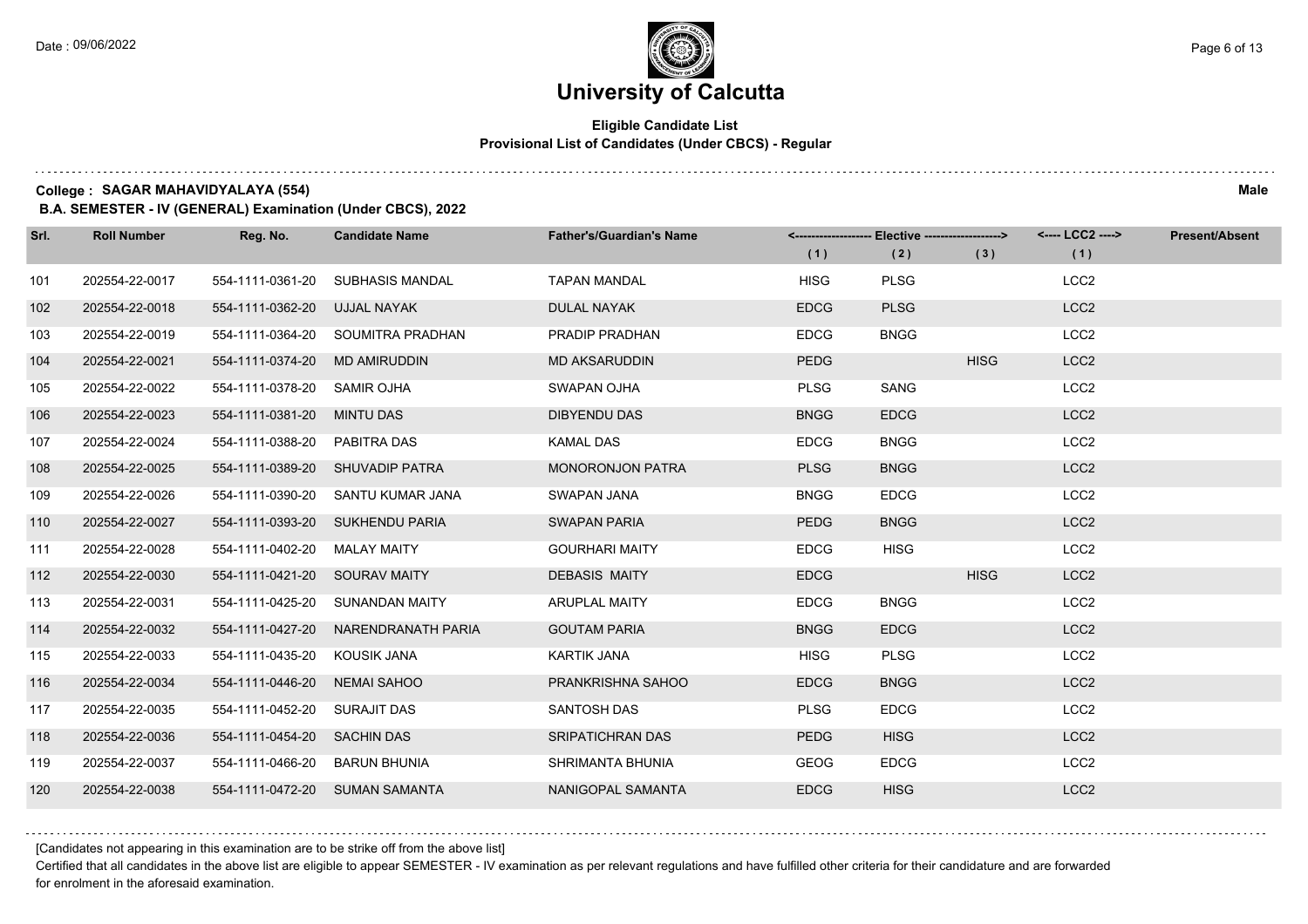# University of Calcutta

**Eligible Candidate List**
**Provisional List of Candidates (Under CBCS) - Regular**

**College : SAGAR MAHAVIDYALAYA (554)** **Male**

**B.A. SEMESTER - IV (GENERAL) Examination (Under CBCS), 2022**

| Srl. | Roll Number | Reg. No. | Candidate Name | Father's/Guardian's Name | <------------------ Elective ------------------> | | | <---- LCC2 ----> | Present/Absent |
|---|---|---|---|---|---|---|---|---|---|
| | | | | | (1) | (2) | (3) | (1) | |
| 101 | 202554-22-0017 | 554-1111-0361-20 | SUBHASIS MANDAL | TAPAN MANDAL | HISG | PLSG | | LCC2 | |
| 102 | 202554-22-0018 | 554-1111-0362-20 | UJJAL NAYAK | DULAL NAYAK | EDCG | PLSG | | LCC2 | |
| 103 | 202554-22-0019 | 554-1111-0364-20 | SOUMITRA PRADHAN | PRADIP PRADHAN | EDCG | BNGG | | LCC2 | |
| 104 | 202554-22-0021 | 554-1111-0374-20 | MD AMIRUDDIN | MD AKSARUDDIN | PEDG | | HISG | LCC2 | |
| 105 | 202554-22-0022 | 554-1111-0378-20 | SAMIR OJHA | SWAPAN OJHA | PLSG | SANG | | LCC2 | |
| 106 | 202554-22-0023 | 554-1111-0381-20 | MINTU DAS | DIBYENDU DAS | BNGG | EDCG | | LCC2 | |
| 107 | 202554-22-0024 | 554-1111-0388-20 | PABITRA DAS | KAMAL DAS | EDCG | BNGG | | LCC2 | |
| 108 | 202554-22-0025 | 554-1111-0389-20 | SHUVADIP PATRA | MONORONJON PATRA | PLSG | BNGG | | LCC2 | |
| 109 | 202554-22-0026 | 554-1111-0390-20 | SANTU KUMAR JANA | SWAPAN JANA | BNGG | EDCG | | LCC2 | |
| 110 | 202554-22-0027 | 554-1111-0393-20 | SUKHENDU PARIA | SWAPAN PARIA | PEDG | BNGG | | LCC2 | |
| 111 | 202554-22-0028 | 554-1111-0402-20 | MALAY MAITY | GOURHARI MAITY | EDCG | HISG | | LCC2 | |
| 112 | 202554-22-0030 | 554-1111-0421-20 | SOURAV MAITY | DEBASIS MAITY | EDCG | | HISG | LCC2 | |
| 113 | 202554-22-0031 | 554-1111-0425-20 | SUNANDAN MAITY | ARUPLAL MAITY | EDCG | BNGG | | LCC2 | |
| 114 | 202554-22-0032 | 554-1111-0427-20 | NARENDRANATH PARIA | GOUTAM PARIA | BNGG | EDCG | | LCC2 | |
| 115 | 202554-22-0033 | 554-1111-0435-20 | KOUSIK JANA | KARTIK JANA | HISG | PLSG | | LCC2 | |
| 116 | 202554-22-0034 | 554-1111-0446-20 | NEMAI SAHOO | PRANKRISHNA SAHOO | EDCG | BNGG | | LCC2 | |
| 117 | 202554-22-0035 | 554-1111-0452-20 | SURAJIT DAS | SANTOSH DAS | PLSG | EDCG | | LCC2 | |
| 118 | 202554-22-0036 | 554-1111-0454-20 | SACHIN DAS | SRIPATICHRAN DAS | PEDG | HISG | | LCC2 | |
| 119 | 202554-22-0037 | 554-1111-0466-20 | BARUN BHUNIA | SHRIMANTA BHUNIA | GEOG | EDCG | | LCC2 | |
| 120 | 202554-22-0038 | 554-1111-0472-20 | SUMAN SAMANTA | NANIGOPAL SAMANTA | EDCG | HISG | | LCC2 | |

[Candidates not appearing in this examination are to be strike off from the above list]

Certified that all candidates in the above list are eligible to appear SEMESTER - IV examination as per relevant regulations and have fulfilled other criteria for their candidature and are forwarded for enrolment in the aforesaid examination.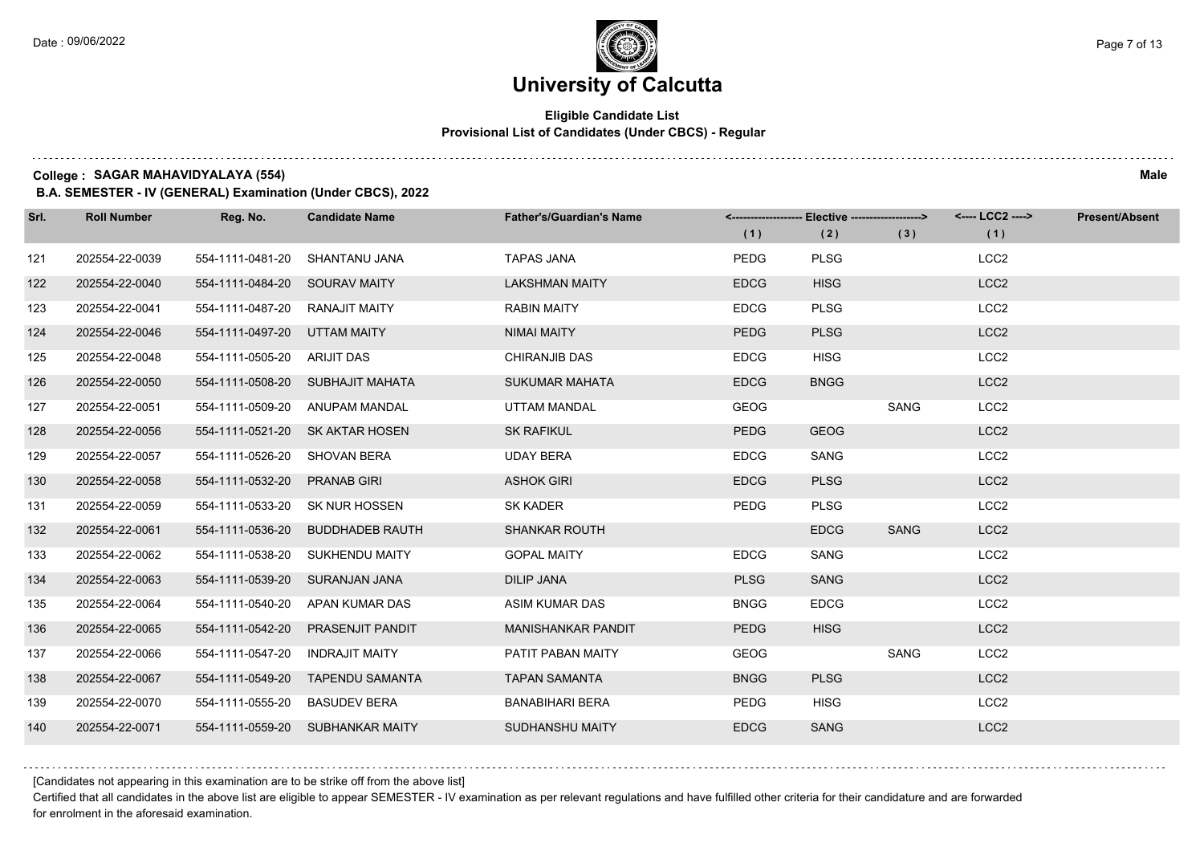# University of Calcutta

## Eligible Candidate List
### Provisional List of Candidates (Under CBCS) - Regular

**College : SAGAR MAHAVIDYALAYA (554)** **Male**

**B.A. SEMESTER - IV (GENERAL) Examination (Under CBCS), 2022**

| Srl. | Roll Number | Reg. No. | Candidate Name | Father's/Guardian's Name | Elective (1) | Elective (2) | Elective (3) | LCC2 (1) | Present/Absent |
|---|---|---|---|---|---|---|---|---|---|
| 121 | 202554-22-0039 | 554-1111-0481-20 | SHANTANU JANA | TAPAS JANA | PEDG | PLSG | | LCC2 | |
| 122 | 202554-22-0040 | 554-1111-0484-20 | SOURAV MAITY | LAKSHMAN MAITY | EDCG | HISG | | LCC2 | |
| 123 | 202554-22-0041 | 554-1111-0487-20 | RANAJIT MAITY | RABIN MAITY | EDCG | PLSG | | LCC2 | |
| 124 | 202554-22-0046 | 554-1111-0497-20 | UTTAM MAITY | NIMAI MAITY | PEDG | PLSG | | LCC2 | |
| 125 | 202554-22-0048 | 554-1111-0505-20 | ARIJIT DAS | CHIRANJIB DAS | EDCG | HISG | | LCC2 | |
| 126 | 202554-22-0050 | 554-1111-0508-20 | SUBHAJIT MAHATA | SUKUMAR MAHATA | EDCG | BNGG | | LCC2 | |
| 127 | 202554-22-0051 | 554-1111-0509-20 | ANUPAM MANDAL | UTTAM MANDAL | GEOG | | SANG | LCC2 | |
| 128 | 202554-22-0056 | 554-1111-0521-20 | SK AKTAR HOSEN | SK RAFIKUL | PEDG | GEOG | | LCC2 | |
| 129 | 202554-22-0057 | 554-1111-0526-20 | SHOVAN BERA | UDAY BERA | EDCG | SANG | | LCC2 | |
| 130 | 202554-22-0058 | 554-1111-0532-20 | PRANAB GIRI | ASHOK GIRI | EDCG | PLSG | | LCC2 | |
| 131 | 202554-22-0059 | 554-1111-0533-20 | SK NUR HOSSEN | SK KADER | PEDG | PLSG | | LCC2 | |
| 132 | 202554-22-0061 | 554-1111-0536-20 | BUDDHADEB RAUTH | SHANKAR ROUTH | | EDCG | SANG | LCC2 | |
| 133 | 202554-22-0062 | 554-1111-0538-20 | SUKHENDU MAITY | GOPAL MAITY | EDCG | SANG | | LCC2 | |
| 134 | 202554-22-0063 | 554-1111-0539-20 | SURANJAN JANA | DILIP JANA | PLSG | SANG | | LCC2 | |
| 135 | 202554-22-0064 | 554-1111-0540-20 | APAN KUMAR DAS | ASIM KUMAR DAS | BNGG | EDCG | | LCC2 | |
| 136 | 202554-22-0065 | 554-1111-0542-20 | PRASENJIT PANDIT | MANISHANKAR PANDIT | PEDG | HISG | | LCC2 | |
| 137 | 202554-22-0066 | 554-1111-0547-20 | INDRAJIT MAITY | PATIT PABAN MAITY | GEOG | | SANG | LCC2 | |
| 138 | 202554-22-0067 | 554-1111-0549-20 | TAPENDU SAMANTA | TAPAN SAMANTA | BNGG | PLSG | | LCC2 | |
| 139 | 202554-22-0070 | 554-1111-0555-20 | BASUDEV BERA | BANABIHARI BERA | PEDG | HISG | | LCC2 | |
| 140 | 202554-22-0071 | 554-1111-0559-20 | SUBHANKAR MAITY | SUDHANSHU MAITY | EDCG | SANG | | LCC2 | |

[Candidates not appearing in this examination are to be strike off from the above list]

Certified that all candidates in the above list are eligible to appear SEMESTER - IV examination as per relevant regulations and have fulfilled other criteria for their candidature and are forwarded for enrolment in the aforesaid examination.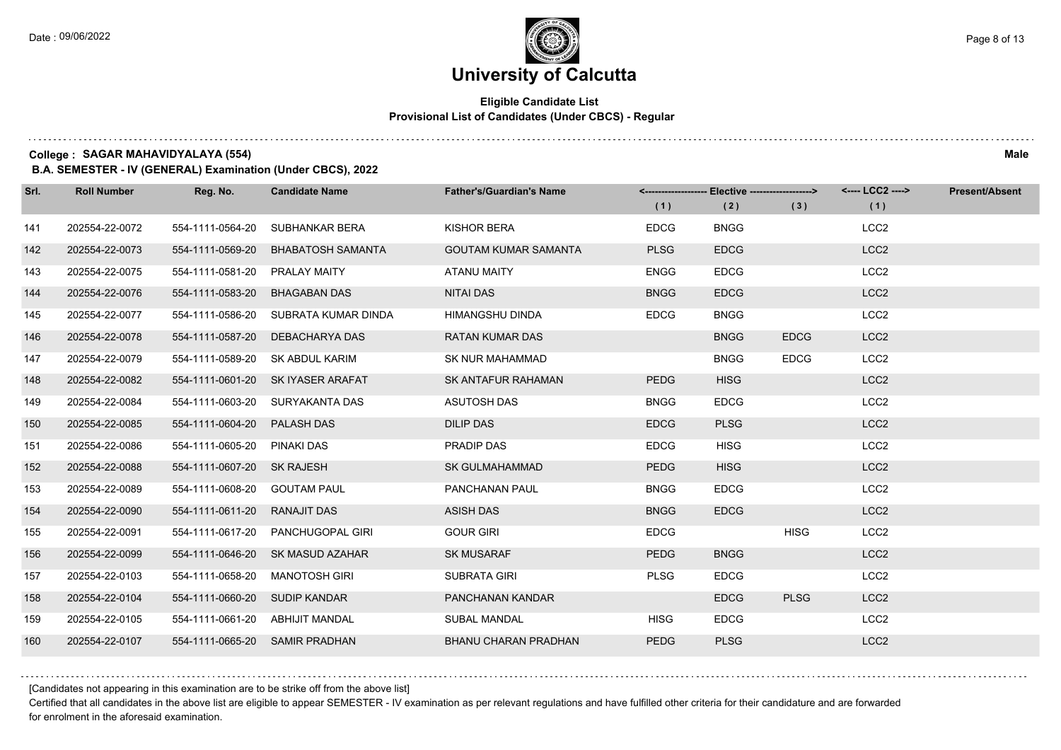# University of Calcutta

**Eligible Candidate List**
**Provisional List of Candidates (Under CBCS) - Regular**

**College : SAGAR MAHAVIDYALAYA (554)** — **Male**

**B.A. SEMESTER - IV (GENERAL) Examination (Under CBCS), 2022**

| Srl. | Roll Number | Reg. No. | Candidate Name | Father's/Guardian's Name | Elective (1) | Elective (2) | Elective (3) | LCC2 (1) | Present/Absent |
|---|---|---|---|---|---|---|---|---|---|
| 141 | 202554-22-0072 | 554-1111-0564-20 | SUBHANKAR BERA | KISHOR BERA | EDCG | BNGG | | LCC2 | |
| 142 | 202554-22-0073 | 554-1111-0569-20 | BHABATOSH SAMANTA | GOUTAM KUMAR SAMANTA | PLSG | EDCG | | LCC2 | |
| 143 | 202554-22-0075 | 554-1111-0581-20 | PRALAY MAITY | ATANU MAITY | ENGG | EDCG | | LCC2 | |
| 144 | 202554-22-0076 | 554-1111-0583-20 | BHAGABAN DAS | NITAI DAS | BNGG | EDCG | | LCC2 | |
| 145 | 202554-22-0077 | 554-1111-0586-20 | SUBRATA KUMAR DINDA | HIMANGSHU DINDA | EDCG | BNGG | | LCC2 | |
| 146 | 202554-22-0078 | 554-1111-0587-20 | DEBACHARYA DAS | RATAN KUMAR DAS | | BNGG | EDCG | LCC2 | |
| 147 | 202554-22-0079 | 554-1111-0589-20 | SK ABDUL KARIM | SK NUR MAHAMMAD | | BNGG | EDCG | LCC2 | |
| 148 | 202554-22-0082 | 554-1111-0601-20 | SK IYASER ARAFAT | SK ANTAFUR RAHAMAN | PEDG | HISG | | LCC2 | |
| 149 | 202554-22-0084 | 554-1111-0603-20 | SURYAKANTA DAS | ASUTOSH DAS | BNGG | EDCG | | LCC2 | |
| 150 | 202554-22-0085 | 554-1111-0604-20 | PALASH DAS | DILIP DAS | EDCG | PLSG | | LCC2 | |
| 151 | 202554-22-0086 | 554-1111-0605-20 | PINAKI DAS | PRADIP DAS | EDCG | HISG | | LCC2 | |
| 152 | 202554-22-0088 | 554-1111-0607-20 | SK RAJESH | SK GULMAHAMMAD | PEDG | HISG | | LCC2 | |
| 153 | 202554-22-0089 | 554-1111-0608-20 | GOUTAM PAUL | PANCHANAN PAUL | BNGG | EDCG | | LCC2 | |
| 154 | 202554-22-0090 | 554-1111-0611-20 | RANAJIT DAS | ASISH DAS | BNGG | EDCG | | LCC2 | |
| 155 | 202554-22-0091 | 554-1111-0617-20 | PANCHUGOPAL GIRI | GOUR GIRI | EDCG | | HISG | LCC2 | |
| 156 | 202554-22-0099 | 554-1111-0646-20 | SK MASUD AZAHAR | SK MUSARAF | PEDG | BNGG | | LCC2 | |
| 157 | 202554-22-0103 | 554-1111-0658-20 | MANOTOSH GIRI | SUBRATA GIRI | PLSG | EDCG | | LCC2 | |
| 158 | 202554-22-0104 | 554-1111-0660-20 | SUDIP KANDAR | PANCHANAN KANDAR | | EDCG | PLSG | LCC2 | |
| 159 | 202554-22-0105 | 554-1111-0661-20 | ABHIJIT MANDAL | SUBAL MANDAL | HISG | EDCG | | LCC2 | |
| 160 | 202554-22-0107 | 554-1111-0665-20 | SAMIR PRADHAN | BHANU CHARAN PRADHAN | PEDG | PLSG | | LCC2 | |

[Candidates not appearing in this examination are to be strike off from the above list]

Certified that all candidates in the above list are eligible to appear SEMESTER - IV examination as per relevant regulations and have fulfilled other criteria for their candidature and are forwarded for enrolment in the aforesaid examination.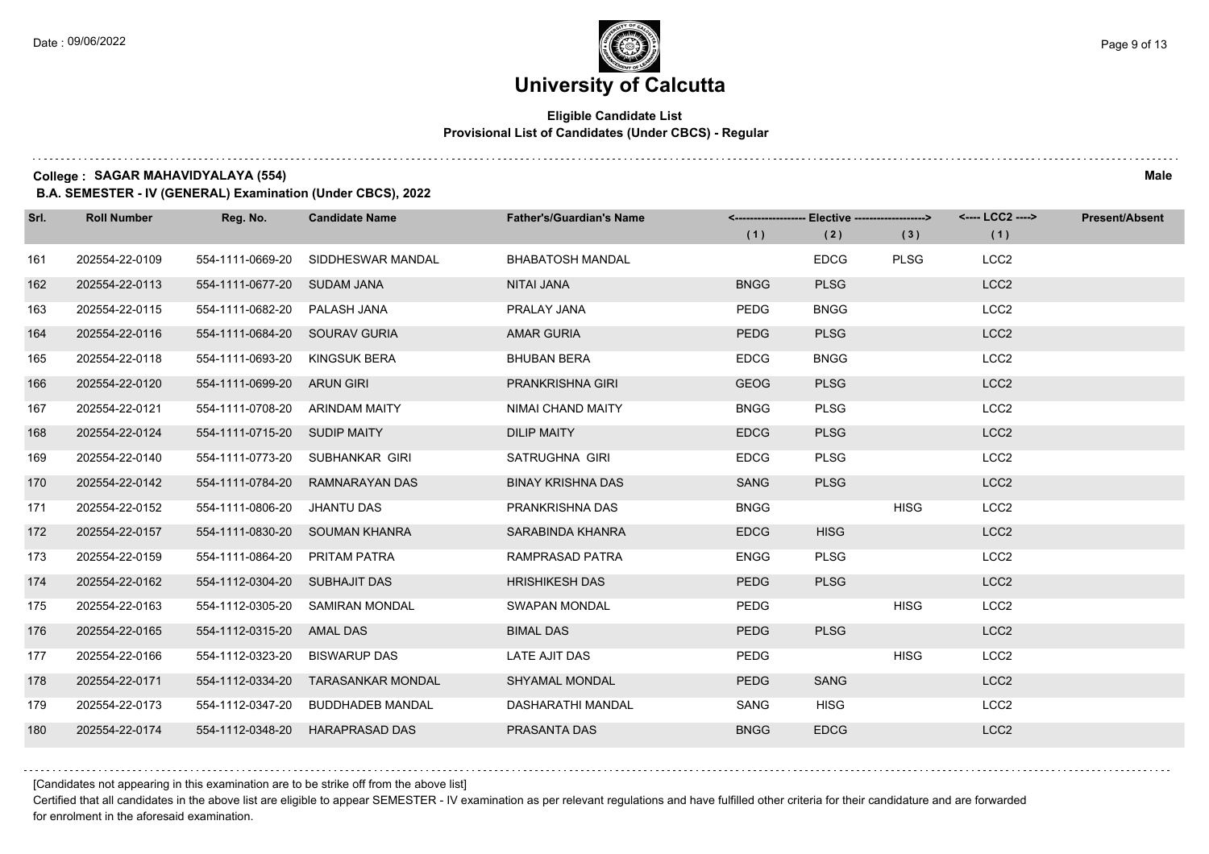# University of Calcutta

**Eligible Candidate List**
**Provisional List of Candidates (Under CBCS) - Regular**

**College : SAGAR MAHAVIDYALAYA (554)** **Male**

**B.A. SEMESTER - IV (GENERAL) Examination (Under CBCS), 2022**

| Srl. | Roll Number | Reg. No. | Candidate Name | Father's/Guardian's Name | Elective (1) | Elective (2) | Elective (3) | LCC2 (1) | Present/Absent |
|---|---|---|---|---|---|---|---|---|---|
| 161 | 202554-22-0109 | 554-1111-0669-20 | SIDDHESWAR MANDAL | BHABATOSH MANDAL | | EDCG | PLSG | LCC2 | |
| 162 | 202554-22-0113 | 554-1111-0677-20 | SUDAM JANA | NITAI JANA | BNGG | PLSG | | LCC2 | |
| 163 | 202554-22-0115 | 554-1111-0682-20 | PALASH JANA | PRALAY JANA | PEDG | BNGG | | LCC2 | |
| 164 | 202554-22-0116 | 554-1111-0684-20 | SOURAV GURIA | AMAR GURIA | PEDG | PLSG | | LCC2 | |
| 165 | 202554-22-0118 | 554-1111-0693-20 | KINGSUK BERA | BHUBAN BERA | EDCG | BNGG | | LCC2 | |
| 166 | 202554-22-0120 | 554-1111-0699-20 | ARUN GIRI | PRANKRISHNA GIRI | GEOG | PLSG | | LCC2 | |
| 167 | 202554-22-0121 | 554-1111-0708-20 | ARINDAM MAITY | NIMAI CHAND MAITY | BNGG | PLSG | | LCC2 | |
| 168 | 202554-22-0124 | 554-1111-0715-20 | SUDIP MAITY | DILIP MAITY | EDCG | PLSG | | LCC2 | |
| 169 | 202554-22-0140 | 554-1111-0773-20 | SUBHANKAR GIRI | SATRUGHNA GIRI | EDCG | PLSG | | LCC2 | |
| 170 | 202554-22-0142 | 554-1111-0784-20 | RAMNARAYAN DAS | BINAY KRISHNA DAS | SANG | PLSG | | LCC2 | |
| 171 | 202554-22-0152 | 554-1111-0806-20 | JHANTU DAS | PRANKRISHNA DAS | BNGG | | HISG | LCC2 | |
| 172 | 202554-22-0157 | 554-1111-0830-20 | SOUMAN KHANRA | SARABINDA KHANRA | EDCG | HISG | | LCC2 | |
| 173 | 202554-22-0159 | 554-1111-0864-20 | PRITAM PATRA | RAMPRASAD PATRA | ENGG | PLSG | | LCC2 | |
| 174 | 202554-22-0162 | 554-1112-0304-20 | SUBHAJIT DAS | HRISHIKESH DAS | PEDG | PLSG | | LCC2 | |
| 175 | 202554-22-0163 | 554-1112-0305-20 | SAMIRAN MONDAL | SWAPAN MONDAL | PEDG | | HISG | LCC2 | |
| 176 | 202554-22-0165 | 554-1112-0315-20 | AMAL DAS | BIMAL DAS | PEDG | PLSG | | LCC2 | |
| 177 | 202554-22-0166 | 554-1112-0323-20 | BISWARUP DAS | LATE AJIT DAS | PEDG | | HISG | LCC2 | |
| 178 | 202554-22-0171 | 554-1112-0334-20 | TARASANKAR MONDAL | SHYAMAL MONDAL | PEDG | SANG | | LCC2 | |
| 179 | 202554-22-0173 | 554-1112-0347-20 | BUDDHADEB MANDAL | DASHARATHI MANDAL | SANG | HISG | | LCC2 | |
| 180 | 202554-22-0174 | 554-1112-0348-20 | HARAPRASAD DAS | PRASANTA DAS | BNGG | EDCG | | LCC2 | |

[Candidates not appearing in this examination are to be strike off from the above list]

Certified that all candidates in the above list are eligible to appear SEMESTER - IV examination as per relevant regulations and have fulfilled other criteria for their candidature and are forwarded for enrolment in the aforesaid examination.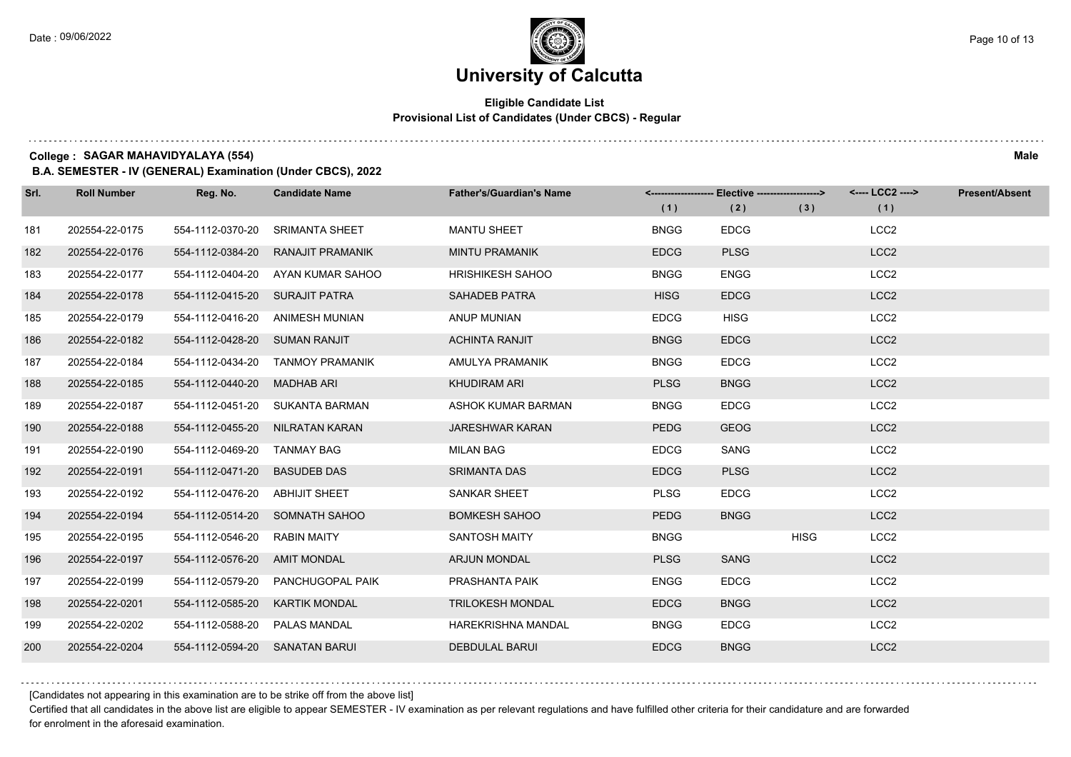# University of Calcutta

**Eligible Candidate List**
**Provisional List of Candidates (Under CBCS) - Regular**

**College : SAGAR MAHAVIDYALAYA (554)** **Male**

**B.A. SEMESTER - IV (GENERAL) Examination (Under CBCS), 2022**

| Srl. | Roll Number | Reg. No. | Candidate Name | Father's/Guardian's Name | Elective (1) | Elective (2) | Elective (3) | LCC2 (1) | Present/Absent |
|---|---|---|---|---|---|---|---|---|---|
| 181 | 202554-22-0175 | 554-1112-0370-20 | SRIMANTA SHEET | MANTU SHEET | BNGG | EDCG | | LCC2 | |
| 182 | 202554-22-0176 | 554-1112-0384-20 | RANAJIT PRAMANIK | MINTU PRAMANIK | EDCG | PLSG | | LCC2 | |
| 183 | 202554-22-0177 | 554-1112-0404-20 | AYAN KUMAR SAHOO | HRISHIKESH SAHOO | BNGG | ENGG | | LCC2 | |
| 184 | 202554-22-0178 | 554-1112-0415-20 | SURAJIT PATRA | SAHADEB PATRA | HISG | EDCG | | LCC2 | |
| 185 | 202554-22-0179 | 554-1112-0416-20 | ANIMESH MUNIAN | ANUP MUNIAN | EDCG | HISG | | LCC2 | |
| 186 | 202554-22-0182 | 554-1112-0428-20 | SUMAN RANJIT | ACHINTA RANJIT | BNGG | EDCG | | LCC2 | |
| 187 | 202554-22-0184 | 554-1112-0434-20 | TANMOY PRAMANIK | AMULYA PRAMANIK | BNGG | EDCG | | LCC2 | |
| 188 | 202554-22-0185 | 554-1112-0440-20 | MADHAB ARI | KHUDIRAM ARI | PLSG | BNGG | | LCC2 | |
| 189 | 202554-22-0187 | 554-1112-0451-20 | SUKANTA BARMAN | ASHOK KUMAR BARMAN | BNGG | EDCG | | LCC2 | |
| 190 | 202554-22-0188 | 554-1112-0455-20 | NILRATAN KARAN | JARESHWAR KARAN | PEDG | GEOG | | LCC2 | |
| 191 | 202554-22-0190 | 554-1112-0469-20 | TANMAY BAG | MILAN BAG | EDCG | SANG | | LCC2 | |
| 192 | 202554-22-0191 | 554-1112-0471-20 | BASUDEB DAS | SRIMANTA DAS | EDCG | PLSG | | LCC2 | |
| 193 | 202554-22-0192 | 554-1112-0476-20 | ABHIJIT SHEET | SANKAR SHEET | PLSG | EDCG | | LCC2 | |
| 194 | 202554-22-0194 | 554-1112-0514-20 | SOMNATH SAHOO | BOMKESH SAHOO | PEDG | BNGG | | LCC2 | |
| 195 | 202554-22-0195 | 554-1112-0546-20 | RABIN MAITY | SANTOSH MAITY | BNGG | | HISG | LCC2 | |
| 196 | 202554-22-0197 | 554-1112-0576-20 | AMIT MONDAL | ARJUN MONDAL | PLSG | SANG | | LCC2 | |
| 197 | 202554-22-0199 | 554-1112-0579-20 | PANCHUGOPAL PAIK | PRASHANTA PAIK | ENGG | EDCG | | LCC2 | |
| 198 | 202554-22-0201 | 554-1112-0585-20 | KARTIK MONDAL | TRILOKESH MONDAL | EDCG | BNGG | | LCC2 | |
| 199 | 202554-22-0202 | 554-1112-0588-20 | PALAS MANDAL | HAREKRISHNA MANDAL | BNGG | EDCG | | LCC2 | |
| 200 | 202554-22-0204 | 554-1112-0594-20 | SANATAN BARUI | DEBDULAL BARUI | EDCG | BNGG | | LCC2 | |

[Candidates not appearing in this examination are to be strike off from the above list]

Certified that all candidates in the above list are eligible to appear SEMESTER - IV examination as per relevant regulations and have fulfilled other criteria for their candidature and are forwarded for enrolment in the aforesaid examination.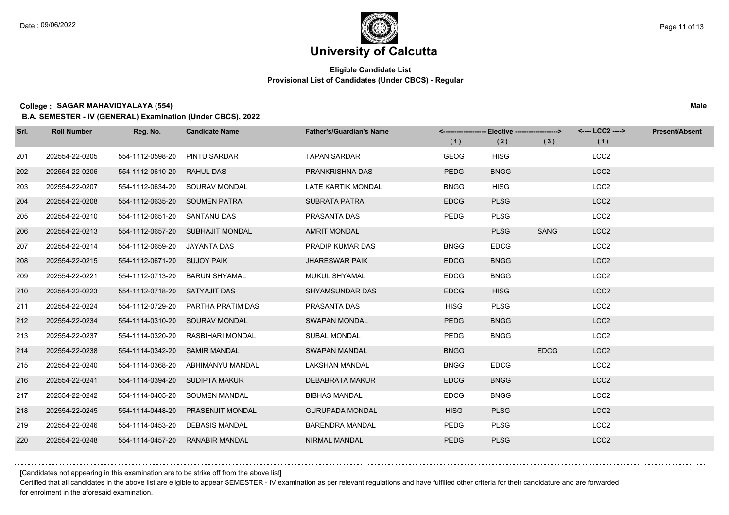# University of Calcutta

## Eligible Candidate List
### Provisional List of Candidates (Under CBCS) - Regular

**College : SAGAR MAHAVIDYALAYA (554)** — **Male**

**B.A. SEMESTER - IV (GENERAL) Examination (Under CBCS), 2022**

| Srl. | Roll Number | Reg. No. | Candidate Name | Father's/Guardian's Name | Elective (1) | Elective (2) | Elective (3) | LCC2 (1) | Present/Absent |
|---|---|---|---|---|---|---|---|---|---|
| 201 | 202554-22-0205 | 554-1112-0598-20 | PINTU SARDAR | TAPAN SARDAR | GEOG | HISG | | LCC2 | |
| 202 | 202554-22-0206 | 554-1112-0610-20 | RAHUL DAS | PRANKRISHNA DAS | PEDG | BNGG | | LCC2 | |
| 203 | 202554-22-0207 | 554-1112-0634-20 | SOURAV MONDAL | LATE KARTIK MONDAL | BNGG | HISG | | LCC2 | |
| 204 | 202554-22-0208 | 554-1112-0635-20 | SOUMEN PATRA | SUBRATA PATRA | EDCG | PLSG | | LCC2 | |
| 205 | 202554-22-0210 | 554-1112-0651-20 | SANTANU DAS | PRASANTA DAS | PEDG | PLSG | | LCC2 | |
| 206 | 202554-22-0213 | 554-1112-0657-20 | SUBHAJIT MONDAL | AMRIT MONDAL | | PLSG | SANG | LCC2 | |
| 207 | 202554-22-0214 | 554-1112-0659-20 | JAYANTA DAS | PRADIP KUMAR DAS | BNGG | EDCG | | LCC2 | |
| 208 | 202554-22-0215 | 554-1112-0671-20 | SUJOY PAIK | JHARESWAR PAIK | EDCG | BNGG | | LCC2 | |
| 209 | 202554-22-0221 | 554-1112-0713-20 | BARUN SHYAMAL | MUKUL SHYAMAL | EDCG | BNGG | | LCC2 | |
| 210 | 202554-22-0223 | 554-1112-0718-20 | SATYAJIT DAS | SHYAMSUNDAR DAS | EDCG | HISG | | LCC2 | |
| 211 | 202554-22-0224 | 554-1112-0729-20 | PARTHA PRATIM DAS | PRASANTA DAS | HISG | PLSG | | LCC2 | |
| 212 | 202554-22-0234 | 554-1114-0310-20 | SOURAV MONDAL | SWAPAN MONDAL | PEDG | BNGG | | LCC2 | |
| 213 | 202554-22-0237 | 554-1114-0320-20 | RASBIHARI MONDAL | SUBAL MONDAL | PEDG | BNGG | | LCC2 | |
| 214 | 202554-22-0238 | 554-1114-0342-20 | SAMIR MANDAL | SWAPAN MANDAL | BNGG | | EDCG | LCC2 | |
| 215 | 202554-22-0240 | 554-1114-0368-20 | ABHIMANYU MANDAL | LAKSHAN MANDAL | BNGG | EDCG | | LCC2 | |
| 216 | 202554-22-0241 | 554-1114-0394-20 | SUDIPTA MAKUR | DEBABRATA MAKUR | EDCG | BNGG | | LCC2 | |
| 217 | 202554-22-0242 | 554-1114-0405-20 | SOUMEN MANDAL | BIBHAS MANDAL | EDCG | BNGG | | LCC2 | |
| 218 | 202554-22-0245 | 554-1114-0448-20 | PRASENJIT MONDAL | GURUPADA MONDAL | HISG | PLSG | | LCC2 | |
| 219 | 202554-22-0246 | 554-1114-0453-20 | DEBASIS MANDAL | BARENDRA MANDAL | PEDG | PLSG | | LCC2 | |
| 220 | 202554-22-0248 | 554-1114-0457-20 | RANABIR MANDAL | NIRMAL MANDAL | PEDG | PLSG | | LCC2 | |

[Candidates not appearing in this examination are to be strike off from the above list]

Certified that all candidates in the above list are eligible to appear SEMESTER - IV examination as per relevant regulations and have fulfilled other criteria for their candidature and are forwarded for enrolment in the aforesaid examination.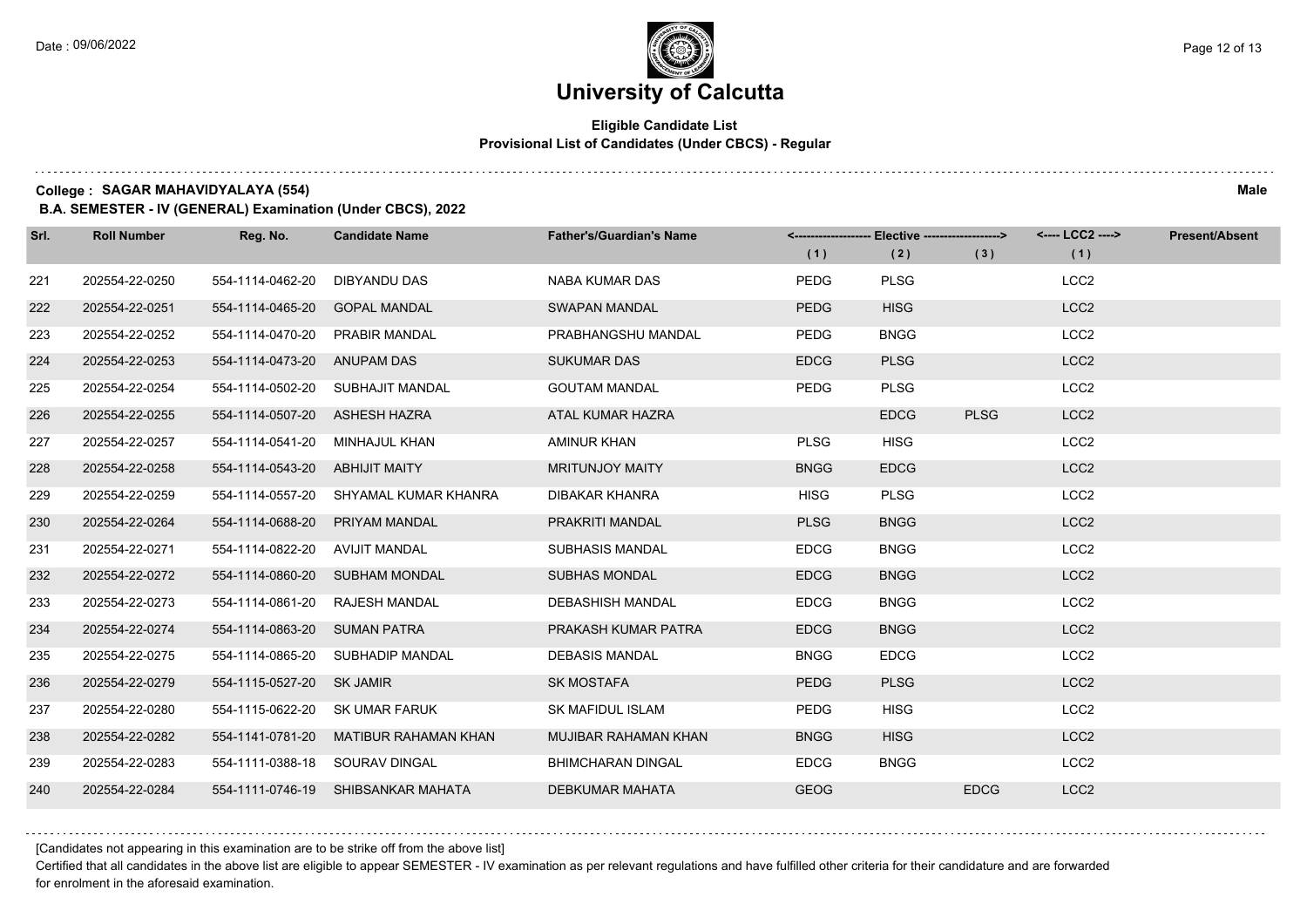# University of Calcutta

## Eligible Candidate List
### Provisional List of Candidates (Under CBCS) - Regular

**College : SAGAR MAHAVIDYALAYA (554)** **Male**

**B.A. SEMESTER - IV (GENERAL) Examination (Under CBCS), 2022**

| Srl. | Roll Number | Reg. No. | Candidate Name | Father's/Guardian's Name | Elective (1) | Elective (2) | Elective (3) | LCC2 (1) | Present/Absent |
|---|---|---|---|---|---|---|---|---|---|
| 221 | 202554-22-0250 | 554-1114-0462-20 | DIBYANDU DAS | NABA KUMAR DAS | PEDG | PLSG | | LCC2 | |
| 222 | 202554-22-0251 | 554-1114-0465-20 | GOPAL MANDAL | SWAPAN MANDAL | PEDG | HISG | | LCC2 | |
| 223 | 202554-22-0252 | 554-1114-0470-20 | PRABIR MANDAL | PRABHANGSHU MANDAL | PEDG | BNGG | | LCC2 | |
| 224 | 202554-22-0253 | 554-1114-0473-20 | ANUPAM DAS | SUKUMAR DAS | EDCG | PLSG | | LCC2 | |
| 225 | 202554-22-0254 | 554-1114-0502-20 | SUBHAJIT MANDAL | GOUTAM MANDAL | PEDG | PLSG | | LCC2 | |
| 226 | 202554-22-0255 | 554-1114-0507-20 | ASHESH HAZRA | ATAL KUMAR HAZRA | | EDCG | PLSG | LCC2 | |
| 227 | 202554-22-0257 | 554-1114-0541-20 | MINHAJUL KHAN | AMINUR KHAN | PLSG | HISG | | LCC2 | |
| 228 | 202554-22-0258 | 554-1114-0543-20 | ABHIJIT MAITY | MRITUNJOY MAITY | BNGG | EDCG | | LCC2 | |
| 229 | 202554-22-0259 | 554-1114-0557-20 | SHYAMAL KUMAR KHANRA | DIBAKAR KHANRA | HISG | PLSG | | LCC2 | |
| 230 | 202554-22-0264 | 554-1114-0688-20 | PRIYAM MANDAL | PRAKRITI MANDAL | PLSG | BNGG | | LCC2 | |
| 231 | 202554-22-0271 | 554-1114-0822-20 | AVIJIT MANDAL | SUBHASIS MANDAL | EDCG | BNGG | | LCC2 | |
| 232 | 202554-22-0272 | 554-1114-0860-20 | SUBHAM MONDAL | SUBHAS MONDAL | EDCG | BNGG | | LCC2 | |
| 233 | 202554-22-0273 | 554-1114-0861-20 | RAJESH MANDAL | DEBASHISH MANDAL | EDCG | BNGG | | LCC2 | |
| 234 | 202554-22-0274 | 554-1114-0863-20 | SUMAN PATRA | PRAKASH KUMAR PATRA | EDCG | BNGG | | LCC2 | |
| 235 | 202554-22-0275 | 554-1114-0865-20 | SUBHADIP MANDAL | DEBASIS MANDAL | BNGG | EDCG | | LCC2 | |
| 236 | 202554-22-0279 | 554-1115-0527-20 | SK JAMIR | SK MOSTAFA | PEDG | PLSG | | LCC2 | |
| 237 | 202554-22-0280 | 554-1115-0622-20 | SK UMAR FARUK | SK MAFIDUL ISLAM | PEDG | HISG | | LCC2 | |
| 238 | 202554-22-0282 | 554-1141-0781-20 | MATIBUR RAHAMAN KHAN | MUJIBAR RAHAMAN KHAN | BNGG | HISG | | LCC2 | |
| 239 | 202554-22-0283 | 554-1111-0388-18 | SOURAV DINGAL | BHIMCHARAN DINGAL | EDCG | BNGG | | LCC2 | |
| 240 | 202554-22-0284 | 554-1111-0746-19 | SHIBSANKAR MAHATA | DEBKUMAR MAHATA | GEOG | | EDCG | LCC2 | |

[Candidates not appearing in this examination are to be strike off from the above list]

Certified that all candidates in the above list are eligible to appear SEMESTER - IV examination as per relevant regulations and have fulfilled other criteria for their candidature and are forwarded for enrolment in the aforesaid examination.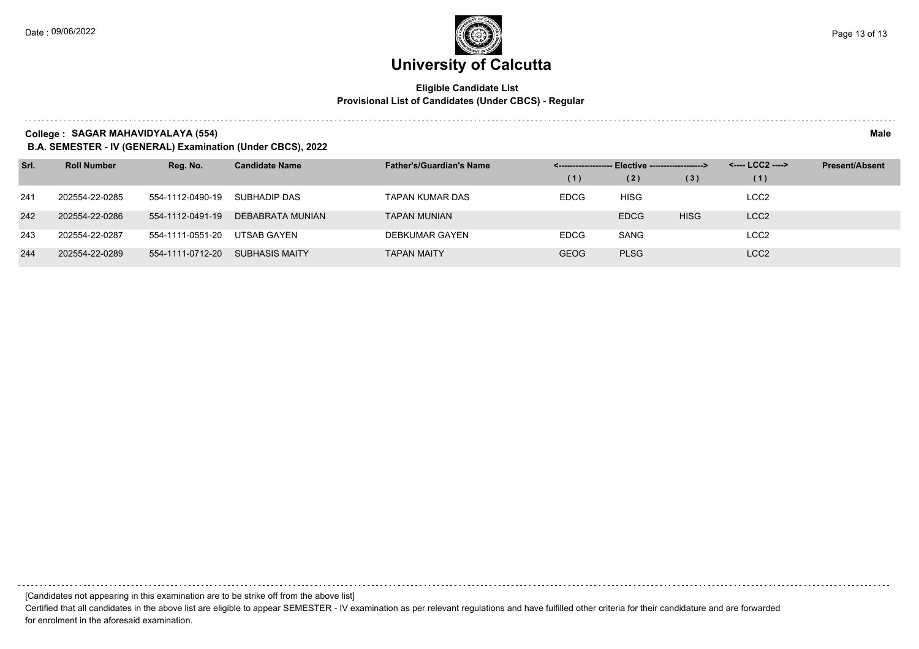# University of Calcutta

**Eligible Candidate List**
**Provisional List of Candidates (Under CBCS) - Regular**

**College : SAGAR MAHAVIDYALAYA (554)** **Male**

**B.A. SEMESTER - IV (GENERAL) Examination (Under CBCS), 2022**

| Srl. | Roll Number | Reg. No. | Candidate Name | Father's/Guardian's Name | <------------------- Elective -------------------> | | | <---- LCC2 ----> | Present/Absent |
|---|---|---|---|---|---|---|---|---|---|
| | | | | | (1) | (2) | (3) | (1) | |
| 241 | 202554-22-0285 | 554-1112-0490-19 | SUBHADIP DAS | TAPAN KUMAR DAS | EDCG | HISG | | LCC2 | |
| 242 | 202554-22-0286 | 554-1112-0491-19 | DEBABRATA MUNIAN | TAPAN MUNIAN | | EDCG | HISG | LCC2 | |
| 243 | 202554-22-0287 | 554-1111-0551-20 | UTSAB GAYEN | DEBKUMAR GAYEN | EDCG | SANG | | LCC2 | |
| 244 | 202554-22-0289 | 554-1111-0712-20 | SUBHASIS MAITY | TAPAN MAITY | GEOG | PLSG | | LCC2 | |

[Candidates not appearing in this examination are to be strike off from the above list]

Certified that all candidates in the above list are eligible to appear SEMESTER - IV examination as per relevant regulations and have fulfilled other criteria for their candidature and are forwarded for enrolment in the aforesaid examination.